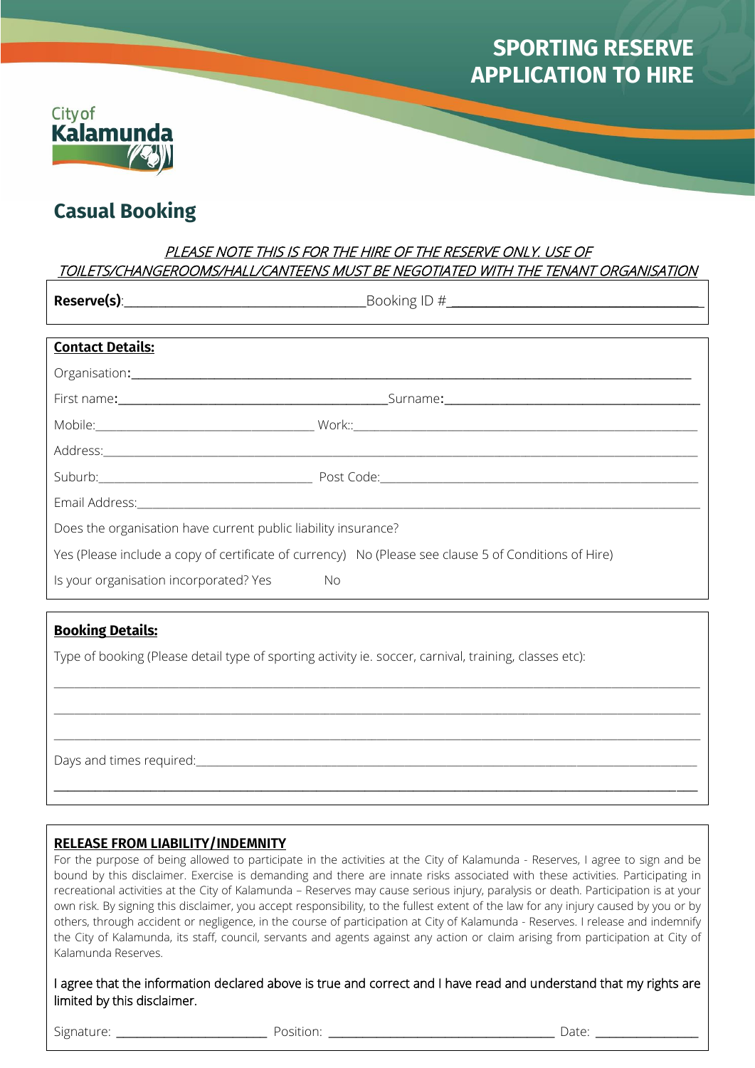# SPORTING RESERVE APPLICATION TO HIRE

City of Kalamunda

## Casual Booking

*PLEASE NOTE THIS IS FOR THE HIRE OF THE RESERVE ONLY. USE OF TOILETS/CHANGEROOMS/HALL/CANTEENS MUST BE NEGOTIATED WITH THE TENANT ORGANISATION*

**Reserve(s)**:\_\_\_\_\_\_\_\_\_\_\_\_\_\_\_\_\_\_\_\_\_\_\_\_\_\_\_\_\_\_\_\_\_\_\_\_ Booking ID #\_\_\_\_\_\_\_\_\_\_\_\_\_\_\_\_\_\_\_\_\_\_\_\_\_\_\_\_\_\_\_\_\_\_\_\_

**Contact Details:**

Organisation:\_\_\_\_\_\_\_\_\_\_\_\_\_\_\_\_\_\_\_\_\_\_\_\_\_\_\_\_\_\_\_\_\_\_\_\_\_\_\_\_\_\_\_\_\_\_\_\_\_\_\_\_\_\_\_\_\_\_\_\_\_\_\_\_\_\_\_\_\_\_\_\_\_\_

First name:\_\_\_\_\_\_\_\_\_\_\_\_\_\_\_\_\_\_\_\_\_\_\_\_\_\_\_\_\_\_\_\_\_\_\_\_\_ Surname:\_\_\_\_\_\_\_\_\_\_\_\_\_\_\_\_\_\_\_\_\_\_\_\_\_\_\_\_\_\_\_\_\_\_\_\_\_

Mobile:\_\_\_\_\_\_\_\_\_\_\_\_\_\_\_\_\_\_\_\_\_\_\_\_\_\_\_\_\_\_\_\_ Work::\_\_\_\_\_\_\_\_\_\_\_\_\_\_\_\_\_\_\_\_\_\_\_\_\_\_\_\_\_\_\_\_\_\_\_\_\_\_\_\_\_\_\_\_\_\_\_\_\_\_\_\_

Address:\_\_\_\_\_\_\_\_\_\_\_\_\_\_\_\_\_\_\_\_\_\_\_\_\_\_\_\_\_\_\_\_\_\_\_\_\_\_\_\_\_\_\_\_\_\_\_\_\_\_\_\_\_\_\_\_\_\_\_\_\_\_\_\_\_\_\_\_\_\_\_\_\_\_\_\_\_\_\_\_\_\_\_\_

Suburb:\_\_\_\_\_\_\_\_\_\_\_\_\_\_\_\_\_\_\_\_\_\_\_\_\_\_\_\_\_\_\_\_ Post Code:\_\_\_\_\_\_\_\_\_\_\_\_\_\_\_\_\_\_\_\_\_\_\_\_\_\_\_\_\_\_\_\_\_\_\_\_\_\_\_\_\_\_\_\_\_\_\_\_

Email Address:\_\_\_\_\_\_\_\_\_\_\_\_\_\_\_\_\_\_\_\_\_\_\_\_\_\_\_\_\_\_\_\_\_\_\_\_\_\_\_\_\_\_\_\_\_\_\_\_\_\_\_\_\_\_\_\_\_\_\_\_\_\_\_\_\_\_\_\_\_\_\_\_\_\_\_\_\_\_\_\_\_\_

Does the organisation have current public liability insurance?

Yes (Please include a copy of certificate of currency) No (Please see clause 5 of Conditions of Hire)

Is your organisation incorporated? Yes No

**Booking Details:**

Type of booking (Please detail type of sporting activity ie. soccer, carnival, training, classes etc):

\_\_\_\_\_\_\_\_\_\_\_\_\_\_\_\_\_\_\_\_\_\_\_\_\_\_\_\_\_\_\_\_\_\_\_\_\_\_\_\_\_\_\_\_\_\_\_\_\_\_\_\_\_\_\_\_\_\_\_\_\_\_\_\_\_\_\_\_\_\_\_\_\_\_\_\_\_\_\_\_\_\_\_\_\_\_\_\_\_\_\_\_\_\_

\_\_\_\_\_\_\_\_\_\_\_\_\_\_\_\_\_\_\_\_\_\_\_\_\_\_\_\_\_\_\_\_\_\_\_\_\_\_\_\_\_\_\_\_\_\_\_\_\_\_\_\_\_\_\_\_\_\_\_\_\_\_\_\_\_\_\_\_\_\_\_\_\_\_\_\_\_\_\_\_\_\_\_\_\_\_\_\_\_\_\_\_\_\_

\_\_\_\_\_\_\_\_\_\_\_\_\_\_\_\_\_\_\_\_\_\_\_\_\_\_\_\_\_\_\_\_\_\_\_\_\_\_\_\_\_\_\_\_\_\_\_\_\_\_\_\_\_\_\_\_\_\_\_\_\_\_\_\_\_\_\_\_\_\_\_\_\_\_\_\_\_\_\_\_\_\_\_\_\_\_\_\_\_\_\_\_\_\_

Days and times required:\_\_\_\_\_\_\_\_\_\_\_\_\_\_\_\_\_\_\_\_\_\_\_\_\_\_\_\_\_\_\_\_\_\_\_\_\_\_\_\_\_\_\_\_\_\_\_\_\_\_\_\_\_\_\_\_\_\_\_\_\_\_\_\_\_\_\_\_\_\_\_\_\_\_\_

\_\_\_\_\_\_\_\_\_\_\_\_\_\_\_\_\_\_\_\_\_\_\_\_\_\_\_\_\_\_\_\_\_\_\_\_\_\_\_\_\_\_\_\_\_\_\_\_\_\_\_\_\_\_\_\_\_\_\_\_\_\_\_\_\_\_\_\_\_\_\_\_\_\_\_\_\_\_\_\_\_\_\_\_\_\_\_\_\_\_\_\_\_\_

**RELEASE FROM LIABILITY/INDEMNITY**

For the purpose of being allowed to participate in the activities at the City of Kalamunda - Reserves, I agree to sign and be bound by this disclaimer. Exercise is demanding and there are innate risks associated with these activities. Participating in recreational activities at the City of Kalamunda – Reserves may cause serious injury, paralysis or death. Participation is at your own risk. By signing this disclaimer, you accept responsibility, to the fullest extent of the law for any injury caused by you or by others, through accident or negligence, in the course of participation at City of Kalamunda - Reserves. I release and indemnify the City of Kalamunda, its staff, council, servants and agents against any action or claim arising from participation at City of Kalamunda Reserves.

I agree that the information declared above is true and correct and I have read and understand that my rights are limited by this disclaimer.

Signature: \_\_\_\_\_\_\_\_\_\_\_\_\_\_\_\_\_\_\_\_\_\_\_\_ Position: \_\_\_\_\_\_\_\_\_\_\_\_\_\_\_\_\_\_\_\_\_\_\_\_\_\_\_\_\_\_\_\_\_\_\_\_ Date: \_\_\_\_\_\_\_\_\_\_\_\_\_\_\_\_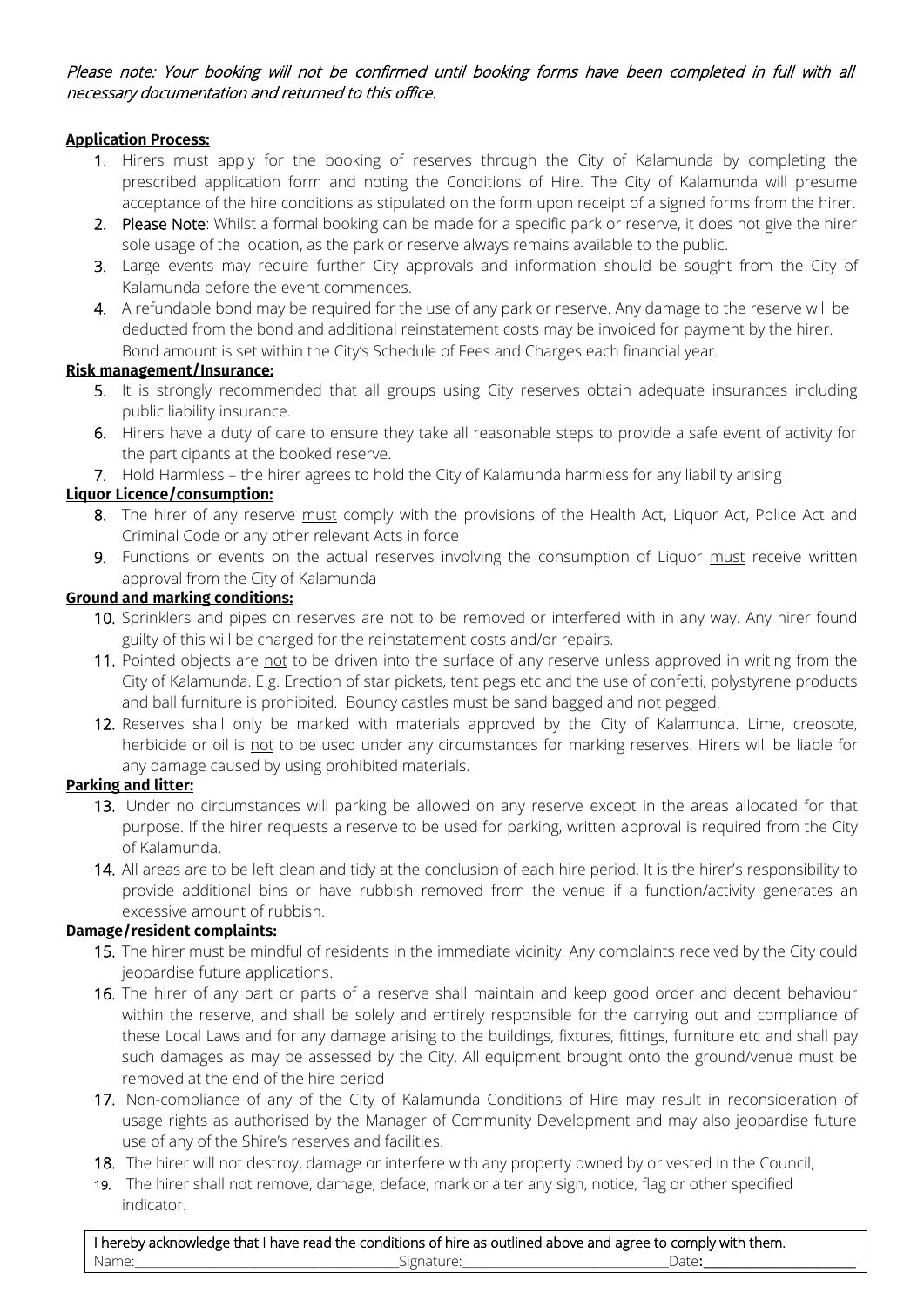*Please note: Your booking will not be confirmed until booking forms have been completed in full with all necessary documentation and returned to this office.*

**Application Process:**

1. Hirers must apply for the booking of reserves through the City of Kalamunda by completing the prescribed application form and noting the Conditions of Hire. The City of Kalamunda will presume acceptance of the hire conditions as stipulated on the form upon receipt of a signed forms from the hirer.
2. Please Note: Whilst a formal booking can be made for a specific park or reserve, it does not give the hirer sole usage of the location, as the park or reserve always remains available to the public.
3. Large events may require further City approvals and information should be sought from the City of Kalamunda before the event commences.
4. A refundable bond may be required for the use of any park or reserve. Any damage to the reserve will be deducted from the bond and additional reinstatement costs may be invoiced for payment by the hirer. Bond amount is set within the City's Schedule of Fees and Charges each financial year.

**Risk management/Insurance:**

5. It is strongly recommended that all groups using City reserves obtain adequate insurances including public liability insurance.
6. Hirers have a duty of care to ensure they take all reasonable steps to provide a safe event of activity for the participants at the booked reserve.
7. Hold Harmless – the hirer agrees to hold the City of Kalamunda harmless for any liability arising

**Liquor Licence/consumption:**

8. The hirer of any reserve must comply with the provisions of the Health Act, Liquor Act, Police Act and Criminal Code or any other relevant Acts in force
9. Functions or events on the actual reserves involving the consumption of Liquor must receive written approval from the City of Kalamunda

**Ground and marking conditions:**

10. Sprinklers and pipes on reserves are not to be removed or interfered with in any way. Any hirer found guilty of this will be charged for the reinstatement costs and/or repairs.
11. Pointed objects are not to be driven into the surface of any reserve unless approved in writing from the City of Kalamunda. E.g. Erection of star pickets, tent pegs etc and the use of confetti, polystyrene products and ball furniture is prohibited. Bouncy castles must be sand bagged and not pegged.
12. Reserves shall only be marked with materials approved by the City of Kalamunda. Lime, creosote, herbicide or oil is not to be used under any circumstances for marking reserves. Hirers will be liable for any damage caused by using prohibited materials.

**Parking and litter:**

13. Under no circumstances will parking be allowed on any reserve except in the areas allocated for that purpose. If the hirer requests a reserve to be used for parking, written approval is required from the City of Kalamunda.
14. All areas are to be left clean and tidy at the conclusion of each hire period. It is the hirer's responsibility to provide additional bins or have rubbish removed from the venue if a function/activity generates an excessive amount of rubbish.

**Damage/resident complaints:**

15. The hirer must be mindful of residents in the immediate vicinity. Any complaints received by the City could jeopardise future applications.
16. The hirer of any part or parts of a reserve shall maintain and keep good order and decent behaviour within the reserve, and shall be solely and entirely responsible for the carrying out and compliance of these Local Laws and for any damage arising to the buildings, fixtures, fittings, furniture etc and shall pay such damages as may be assessed by the City. All equipment brought onto the ground/venue must be removed at the end of the hire period
17. Non-compliance of any of the City of Kalamunda Conditions of Hire may result in reconsideration of usage rights as authorised by the Manager of Community Development and may also jeopardise future use of any of the Shire's reserves and facilities.
18. The hirer will not destroy, damage or interfere with any property owned by or vested in the Council;
19. The hirer shall not remove, damage, deface, mark or alter any sign, notice, flag or other specified indicator.

I hereby acknowledge that I have read the conditions of hire as outlined above and agree to comply with them.

Name:\_\_\_\_\_\_\_\_\_\_\_\_\_\_\_\_\_\_\_\_\_\_\_\_\_\_\_\_\_\_ Signature:\_\_\_\_\_\_\_\_\_\_\_\_\_\_\_\_\_\_\_\_\_\_\_\_\_\_ Date:\_\_\_\_\_\_\_\_\_\_\_\_\_\_\_\_\_\_\_\_